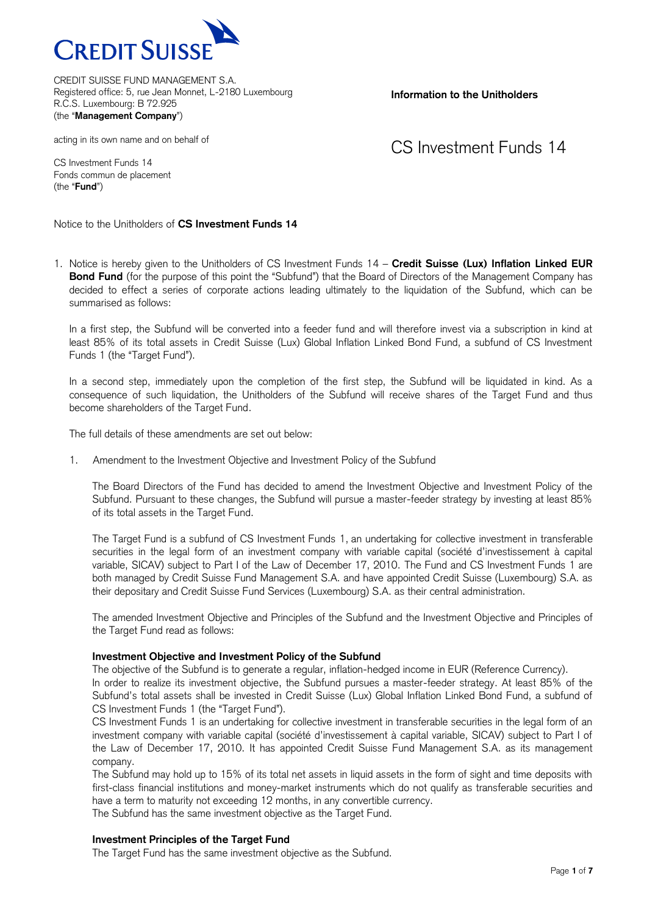CREDIT SUISSE

CREDIT SUISSE FUND MANAGEMENT S.A.
Registered office: 5, rue Jean Monnet, L-2180 Luxembourg
R.C.S. Luxembourg: B 72.925
(the "**Management Company**")

**Information to the Unitholders**

acting in its own name and on behalf of

# CS Investment Funds 14

CS Investment Funds 14
Fonds commun de placement
(the "**Fund**")

Notice to the Unitholders of **CS Investment Funds 14**

1. Notice is hereby given to the Unitholders of CS Investment Funds 14 – **Credit Suisse (Lux) Inflation Linked EUR Bond Fund** (for the purpose of this point the "Subfund") that the Board of Directors of the Management Company has decided to effect a series of corporate actions leading ultimately to the liquidation of the Subfund, which can be summarised as follows:

   In a first step, the Subfund will be converted into a feeder fund and will therefore invest via a subscription in kind at least 85% of its total assets in Credit Suisse (Lux) Global Inflation Linked Bond Fund, a subfund of CS Investment Funds 1 (the "Target Fund").

   In a second step, immediately upon the completion of the first step, the Subfund will be liquidated in kind. As a consequence of such liquidation, the Unitholders of the Subfund will receive shares of the Target Fund and thus become shareholders of the Target Fund.

   The full details of these amendments are set out below:

   1. Amendment to the Investment Objective and Investment Policy of the Subfund

      The Board Directors of the Fund has decided to amend the Investment Objective and Investment Policy of the Subfund. Pursuant to these changes, the Subfund will pursue a master-feeder strategy by investing at least 85% of its total assets in the Target Fund.

      The Target Fund is a subfund of CS Investment Funds 1, an undertaking for collective investment in transferable securities in the legal form of an investment company with variable capital (société d'investissement à capital variable, SICAV) subject to Part I of the Law of December 17, 2010. The Fund and CS Investment Funds 1 are both managed by Credit Suisse Fund Management S.A. and have appointed Credit Suisse (Luxembourg) S.A. as their depositary and Credit Suisse Fund Services (Luxembourg) S.A. as their central administration.

      The amended Investment Objective and Principles of the Subfund and the Investment Objective and Principles of the Target Fund read as follows:

      **Investment Objective and Investment Policy of the Subfund**
      The objective of the Subfund is to generate a regular, inflation-hedged income in EUR (Reference Currency).
      In order to realize its investment objective, the Subfund pursues a master-feeder strategy. At least 85% of the Subfund's total assets shall be invested in Credit Suisse (Lux) Global Inflation Linked Bond Fund, a subfund of CS Investment Funds 1 (the "Target Fund").
      CS Investment Funds 1 is an undertaking for collective investment in transferable securities in the legal form of an investment company with variable capital (société d'investissement à capital variable, SICAV) subject to Part I of the Law of December 17, 2010. It has appointed Credit Suisse Fund Management S.A. as its management company.
      The Subfund may hold up to 15% of its total net assets in liquid assets in the form of sight and time deposits with first-class financial institutions and money-market instruments which do not qualify as transferable securities and have a term to maturity not exceeding 12 months, in any convertible currency.
      The Subfund has the same investment objective as the Target Fund.

      **Investment Principles of the Target Fund**
      The Target Fund has the same investment objective as the Subfund.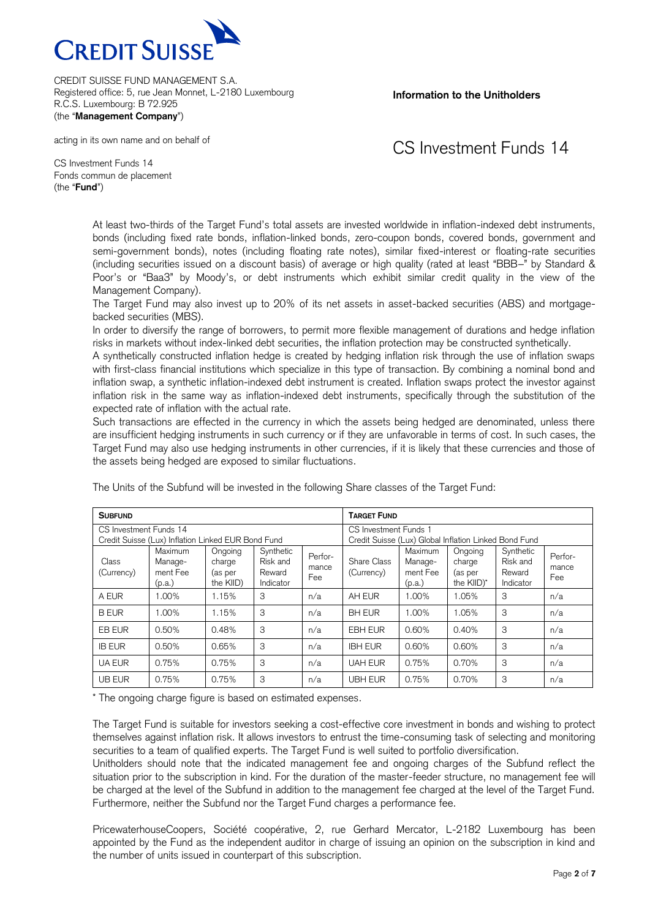CREDIT SUISSE FUND MANAGEMENT S.A.
Registered office: 5, rue Jean Monnet, L-2180 Luxembourg
R.C.S. Luxembourg: B 72.925
(the "**Management Company**")

acting in its own name and on behalf of

CS Investment Funds 14
Fonds commun de placement
(the "**Fund**")

**Information to the Unitholders**

# CS Investment Funds 14

At least two-thirds of the Target Fund's total assets are invested worldwide in inflation-indexed debt instruments, bonds (including fixed rate bonds, inflation-linked bonds, zero-coupon bonds, covered bonds, government and semi-government bonds), notes (including floating rate notes), similar fixed-interest or floating-rate securities (including securities issued on a discount basis) of average or high quality (rated at least "BBB–" by Standard & Poor's or "Baa3" by Moody's, or debt instruments which exhibit similar credit quality in the view of the Management Company).

The Target Fund may also invest up to 20% of its net assets in asset-backed securities (ABS) and mortgage-backed securities (MBS).

In order to diversify the range of borrowers, to permit more flexible management of durations and hedge inflation risks in markets without index-linked debt securities, the inflation protection may be constructed synthetically.

A synthetically constructed inflation hedge is created by hedging inflation risk through the use of inflation swaps with first-class financial institutions which specialize in this type of transaction. By combining a nominal bond and inflation swap, a synthetic inflation-indexed debt instrument is created. Inflation swaps protect the investor against inflation risk in the same way as inflation-indexed debt instruments, specifically through the substitution of the expected rate of inflation with the actual rate.

Such transactions are effected in the currency in which the assets being hedged are denominated, unless there are insufficient hedging instruments in such currency or if they are unfavorable in terms of cost. In such cases, the Target Fund may also use hedging instruments in other currencies, if it is likely that these currencies and those of the assets being hedged are exposed to similar fluctuations.

The Units of the Subfund will be invested in the following Share classes of the Target Fund:

| **SUBFUND** | | | | | **TARGET FUND** | | | | |
|---|---|---|---|---|---|---|---|---|---|
| CS Investment Funds 14 Credit Suisse (Lux) Inflation Linked EUR Bond Fund | | | | | CS Investment Funds 1 Credit Suisse (Lux) Global Inflation Linked Bond Fund | | | | |
| Class (Currency) | Maximum Management Fee (p.a.) | Ongoing charge (as per the KIID) | Synthetic Risk and Reward Indicator | Performance Fee | Share Class (Currency) | Maximum Management Fee (p.a.) | Ongoing charge (as per the KIID)* | Synthetic Risk and Reward Indicator | Performance Fee |
| A EUR | 1.00% | 1.15% | 3 | n/a | AH EUR | 1.00% | 1.05% | 3 | n/a |
| B EUR | 1.00% | 1.15% | 3 | n/a | BH EUR | 1.00% | 1.05% | 3 | n/a |
| EB EUR | 0.50% | 0.48% | 3 | n/a | EBH EUR | 0.60% | 0.40% | 3 | n/a |
| IB EUR | 0.50% | 0.65% | 3 | n/a | IBH EUR | 0.60% | 0.60% | 3 | n/a |
| UA EUR | 0.75% | 0.75% | 3 | n/a | UAH EUR | 0.75% | 0.70% | 3 | n/a |
| UB EUR | 0.75% | 0.75% | 3 | n/a | UBH EUR | 0.75% | 0.70% | 3 | n/a |

\* The ongoing charge figure is based on estimated expenses.

The Target Fund is suitable for investors seeking a cost-effective core investment in bonds and wishing to protect themselves against inflation risk. It allows investors to entrust the time-consuming task of selecting and monitoring securities to a team of qualified experts. The Target Fund is well suited to portfolio diversification.

Unitholders should note that the indicated management fee and ongoing charges of the Subfund reflect the situation prior to the subscription in kind. For the duration of the master-feeder structure, no management fee will be charged at the level of the Subfund in addition to the management fee charged at the level of the Target Fund. Furthermore, neither the Subfund nor the Target Fund charges a performance fee.

PricewaterhouseCoopers, Société coopérative, 2, rue Gerhard Mercator, L-2182 Luxembourg has been appointed by the Fund as the independent auditor in charge of issuing an opinion on the subscription in kind and the number of units issued in counterpart of this subscription.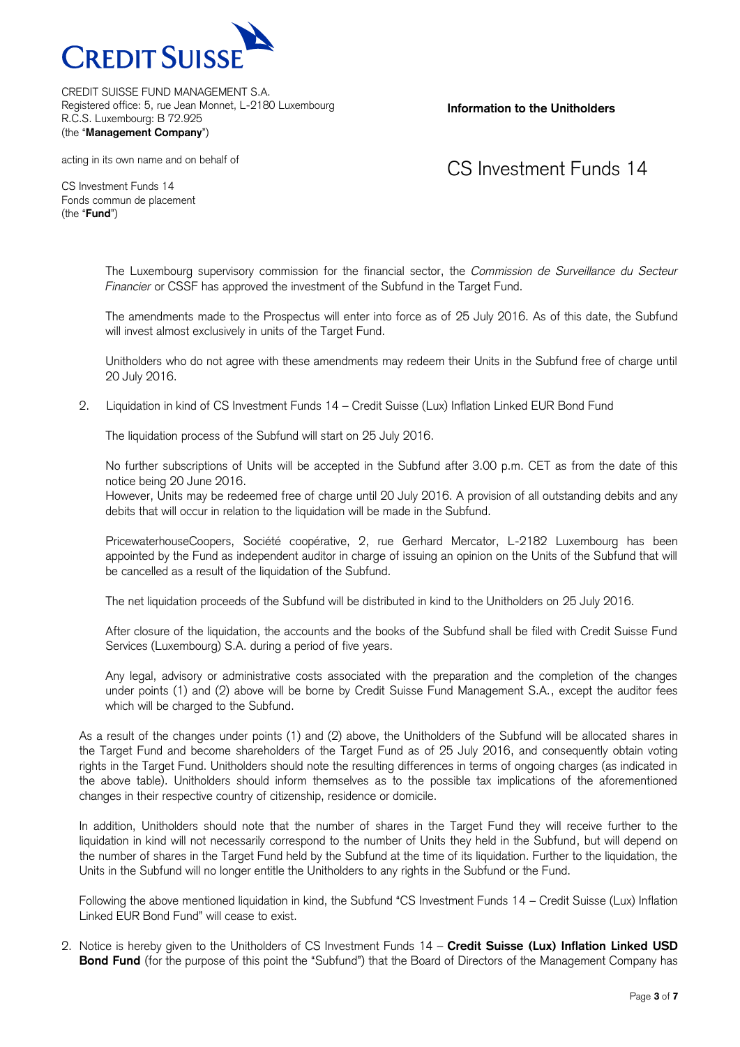CREDIT SUISSE FUND MANAGEMENT S.A.
Registered office: 5, rue Jean Monnet, L-2180 Luxembourg
R.C.S. Luxembourg: B 72.925
(the "**Management Company**")

acting in its own name and on behalf of

CS Investment Funds 14
Fonds commun de placement
(the "**Fund**")

**Information to the Unitholders**

# CS Investment Funds 14

The Luxembourg supervisory commission for the financial sector, the *Commission de Surveillance du Secteur Financier* or CSSF has approved the investment of the Subfund in the Target Fund.

The amendments made to the Prospectus will enter into force as of 25 July 2016. As of this date, the Subfund will invest almost exclusively in units of the Target Fund.

Unitholders who do not agree with these amendments may redeem their Units in the Subfund free of charge until 20 July 2016.

2. Liquidation in kind of CS Investment Funds 14 – Credit Suisse (Lux) Inflation Linked EUR Bond Fund

The liquidation process of the Subfund will start on 25 July 2016.

No further subscriptions of Units will be accepted in the Subfund after 3.00 p.m. CET as from the date of this notice being 20 June 2016.
However, Units may be redeemed free of charge until 20 July 2016. A provision of all outstanding debits and any debits that will occur in relation to the liquidation will be made in the Subfund.

PricewaterhouseCoopers, Société coopérative, 2, rue Gerhard Mercator, L-2182 Luxembourg has been appointed by the Fund as independent auditor in charge of issuing an opinion on the Units of the Subfund that will be cancelled as a result of the liquidation of the Subfund.

The net liquidation proceeds of the Subfund will be distributed in kind to the Unitholders on 25 July 2016.

After closure of the liquidation, the accounts and the books of the Subfund shall be filed with Credit Suisse Fund Services (Luxembourg) S.A. during a period of five years.

Any legal, advisory or administrative costs associated with the preparation and the completion of the changes under points (1) and (2) above will be borne by Credit Suisse Fund Management S.A., except the auditor fees which will be charged to the Subfund.

As a result of the changes under points (1) and (2) above, the Unitholders of the Subfund will be allocated shares in the Target Fund and become shareholders of the Target Fund as of 25 July 2016, and consequently obtain voting rights in the Target Fund. Unitholders should note the resulting differences in terms of ongoing charges (as indicated in the above table). Unitholders should inform themselves as to the possible tax implications of the aforementioned changes in their respective country of citizenship, residence or domicile.

In addition, Unitholders should note that the number of shares in the Target Fund they will receive further to the liquidation in kind will not necessarily correspond to the number of Units they held in the Subfund, but will depend on the number of shares in the Target Fund held by the Subfund at the time of its liquidation. Further to the liquidation, the Units in the Subfund will no longer entitle the Unitholders to any rights in the Subfund or the Fund.

Following the above mentioned liquidation in kind, the Subfund "CS Investment Funds 14 – Credit Suisse (Lux) Inflation Linked EUR Bond Fund" will cease to exist.

2. Notice is hereby given to the Unitholders of CS Investment Funds 14 – **Credit Suisse (Lux) Inflation Linked USD Bond Fund** (for the purpose of this point the "Subfund") that the Board of Directors of the Management Company has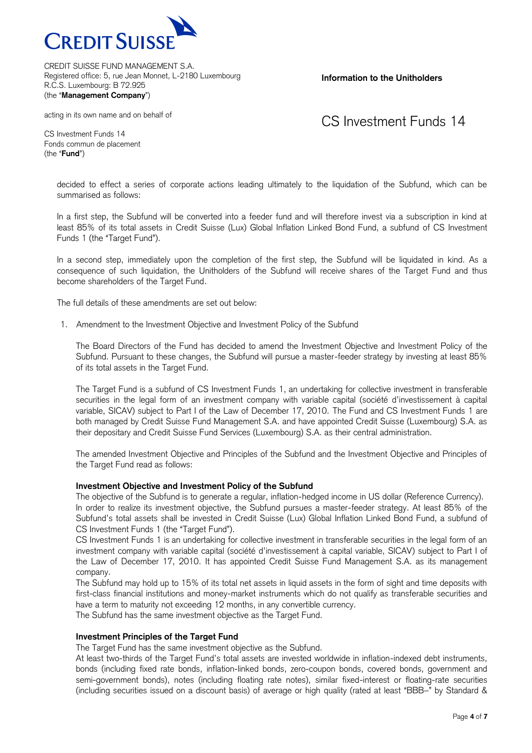CREDIT SUISSE FUND MANAGEMENT S.A.
Registered office: 5, rue Jean Monnet, L-2180 Luxembourg
R.C.S. Luxembourg: B 72.925
(the "**Management Company**")

acting in its own name and on behalf of

CS Investment Funds 14
Fonds commun de placement
(the "**Fund**")

**Information to the Unitholders**

# CS Investment Funds 14

decided to effect a series of corporate actions leading ultimately to the liquidation of the Subfund, which can be summarised as follows:

In a first step, the Subfund will be converted into a feeder fund and will therefore invest via a subscription in kind at least 85% of its total assets in Credit Suisse (Lux) Global Inflation Linked Bond Fund, a subfund of CS Investment Funds 1 (the "Target Fund").

In a second step, immediately upon the completion of the first step, the Subfund will be liquidated in kind. As a consequence of such liquidation, the Unitholders of the Subfund will receive shares of the Target Fund and thus become shareholders of the Target Fund.

The full details of these amendments are set out below:

1. Amendment to the Investment Objective and Investment Policy of the Subfund

   The Board Directors of the Fund has decided to amend the Investment Objective and Investment Policy of the Subfund. Pursuant to these changes, the Subfund will pursue a master-feeder strategy by investing at least 85% of its total assets in the Target Fund.

   The Target Fund is a subfund of CS Investment Funds 1, an undertaking for collective investment in transferable securities in the legal form of an investment company with variable capital (société d'investissement à capital variable, SICAV) subject to Part I of the Law of December 17, 2010. The Fund and CS Investment Funds 1 are both managed by Credit Suisse Fund Management S.A. and have appointed Credit Suisse (Luxembourg) S.A. as their depositary and Credit Suisse Fund Services (Luxembourg) S.A. as their central administration.

   The amended Investment Objective and Principles of the Subfund and the Investment Objective and Principles of the Target Fund read as follows:

   **Investment Objective and Investment Policy of the Subfund**
   The objective of the Subfund is to generate a regular, inflation-hedged income in US dollar (Reference Currency).
   In order to realize its investment objective, the Subfund pursues a master-feeder strategy. At least 85% of the Subfund's total assets shall be invested in Credit Suisse (Lux) Global Inflation Linked Bond Fund, a subfund of CS Investment Funds 1 (the "Target Fund").
   CS Investment Funds 1 is an undertaking for collective investment in transferable securities in the legal form of an investment company with variable capital (société d'investissement à capital variable, SICAV) subject to Part I of the Law of December 17, 2010. It has appointed Credit Suisse Fund Management S.A. as its management company.
   The Subfund may hold up to 15% of its total net assets in liquid assets in the form of sight and time deposits with first-class financial institutions and money-market instruments which do not qualify as transferable securities and have a term to maturity not exceeding 12 months, in any convertible currency.
   The Subfund has the same investment objective as the Target Fund.

   **Investment Principles of the Target Fund**
   The Target Fund has the same investment objective as the Subfund.
   At least two-thirds of the Target Fund's total assets are invested worldwide in inflation-indexed debt instruments, bonds (including fixed rate bonds, inflation-linked bonds, zero-coupon bonds, covered bonds, government and semi-government bonds), notes (including floating rate notes), similar fixed-interest or floating-rate securities (including securities issued on a discount basis) of average or high quality (rated at least "BBB–" by Standard &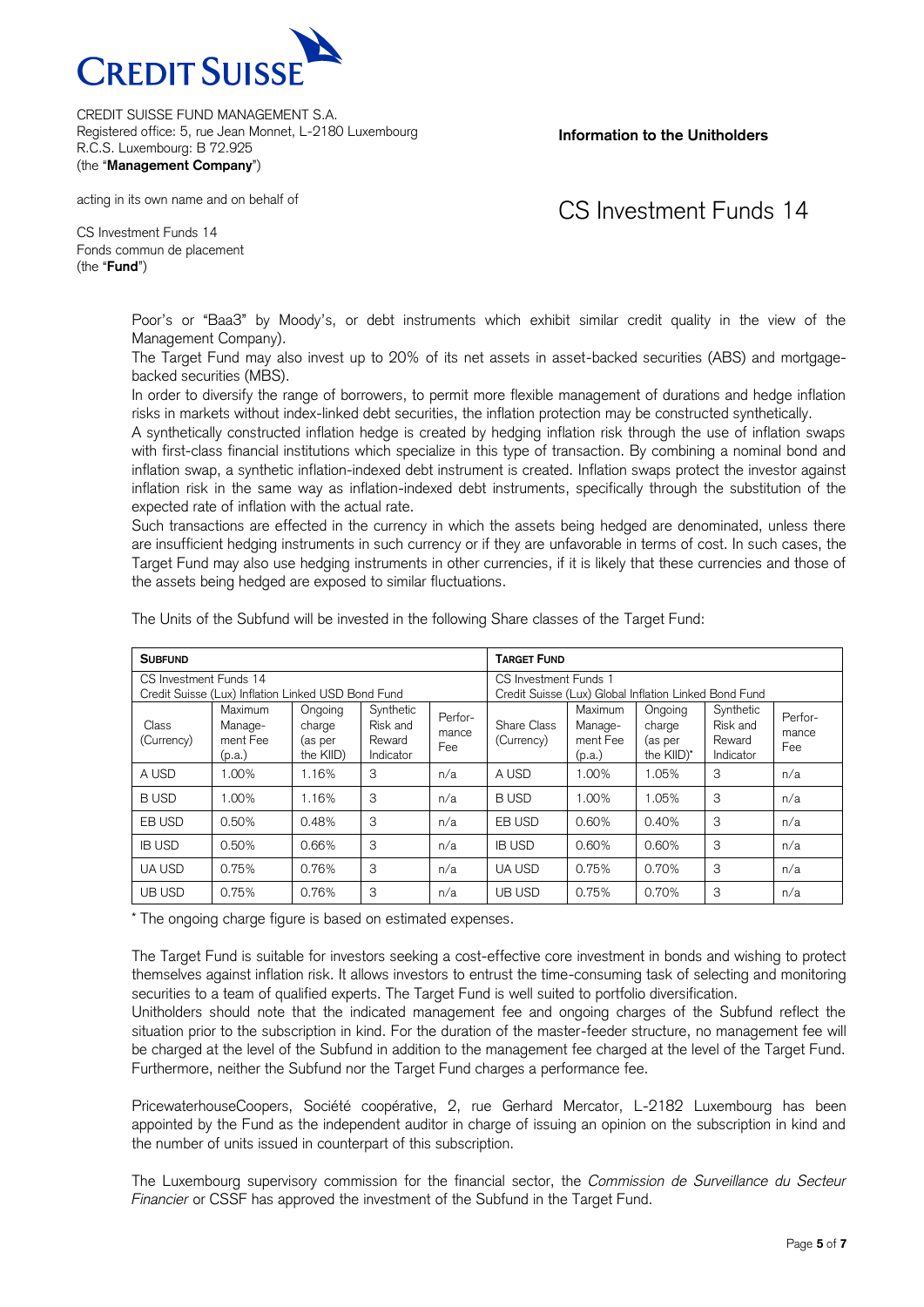Poor's or "Baa3" by Moody's, or debt instruments which exhibit similar credit quality in the view of the Management Company).

The Target Fund may also invest up to 20% of its net assets in asset-backed securities (ABS) and mortgage-backed securities (MBS).

In order to diversify the range of borrowers, to permit more flexible management of durations and hedge inflation risks in markets without index-linked debt securities, the inflation protection may be constructed synthetically.

A synthetically constructed inflation hedge is created by hedging inflation risk through the use of inflation swaps with first-class financial institutions which specialize in this type of transaction. By combining a nominal bond and inflation swap, a synthetic inflation-indexed debt instrument is created. Inflation swaps protect the investor against inflation risk in the same way as inflation-indexed debt instruments, specifically through the substitution of the expected rate of inflation with the actual rate.

Such transactions are effected in the currency in which the assets being hedged are denominated, unless there are insufficient hedging instruments in such currency or if they are unfavorable in terms of cost. In such cases, the Target Fund may also use hedging instruments in other currencies, if it is likely that these currencies and those of the assets being hedged are exposed to similar fluctuations.

The Units of the Subfund will be invested in the following Share classes of the Target Fund:

| **SUBFUND** | | | | | **TARGET FUND** | | | | |
|---|---|---|---|---|---|---|---|---|---|
| CS Investment Funds 14<br>Credit Suisse (Lux) Inflation Linked USD Bond Fund | | | | | CS Investment Funds 1<br>Credit Suisse (Lux) Global Inflation Linked Bond Fund | | | | |
| Class (Currency) | Maximum Manage-ment Fee (p.a.) | Ongoing charge (as per the KIID) | Synthetic Risk and Reward Indicator | Perfor-mance Fee | Share Class (Currency) | Maximum Manage-ment Fee (p.a.) | Ongoing charge (as per the KIID)* | Synthetic Risk and Reward Indicator | Perfor-mance Fee |
| A USD | 1.00% | 1.16% | 3 | n/a | A USD | 1.00% | 1.05% | 3 | n/a |
| B USD | 1.00% | 1.16% | 3 | n/a | B USD | 1.00% | 1.05% | 3 | n/a |
| EB USD | 0.50% | 0.48% | 3 | n/a | EB USD | 0.60% | 0.40% | 3 | n/a |
| IB USD | 0.50% | 0.66% | 3 | n/a | IB USD | 0.60% | 0.60% | 3 | n/a |
| UA USD | 0.75% | 0.76% | 3 | n/a | UA USD | 0.75% | 0.70% | 3 | n/a |
| UB USD | 0.75% | 0.76% | 3 | n/a | UB USD | 0.75% | 0.70% | 3 | n/a |

* The ongoing charge figure is based on estimated expenses.

The Target Fund is suitable for investors seeking a cost-effective core investment in bonds and wishing to protect themselves against inflation risk. It allows investors to entrust the time-consuming task of selecting and monitoring securities to a team of qualified experts. The Target Fund is well suited to portfolio diversification.

Unitholders should note that the indicated management fee and ongoing charges of the Subfund reflect the situation prior to the subscription in kind. For the duration of the master-feeder structure, no management fee will be charged at the level of the Subfund in addition to the management fee charged at the level of the Target Fund. Furthermore, neither the Subfund nor the Target Fund charges a performance fee.

PricewaterhouseCoopers, Société coopérative, 2, rue Gerhard Mercator, L-2182 Luxembourg has been appointed by the Fund as the independent auditor in charge of issuing an opinion on the subscription in kind and the number of units issued in counterpart of this subscription.

The Luxembourg supervisory commission for the financial sector, the *Commission de Surveillance du Secteur Financier* or CSSF has approved the investment of the Subfund in the Target Fund.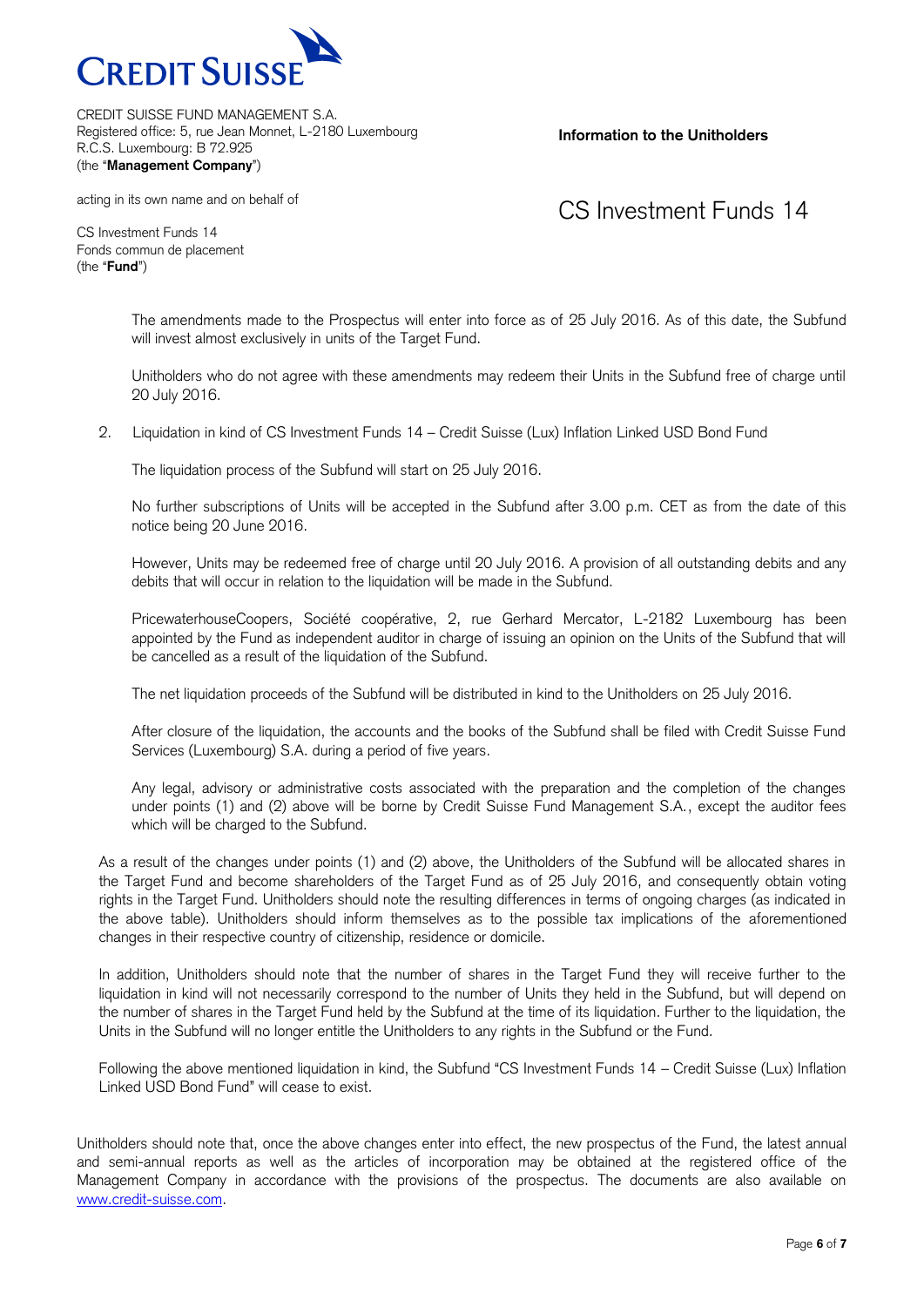CREDIT SUISSE FUND MANAGEMENT S.A.
Registered office: 5, rue Jean Monnet, L-2180 Luxembourg
R.C.S. Luxembourg: B 72.925
(the "**Management Company**")

acting in its own name and on behalf of

CS Investment Funds 14
Fonds commun de placement
(the "**Fund**")

**Information to the Unitholders**

# CS Investment Funds 14

The amendments made to the Prospectus will enter into force as of 25 July 2016. As of this date, the Subfund will invest almost exclusively in units of the Target Fund.

Unitholders who do not agree with these amendments may redeem their Units in the Subfund free of charge until 20 July 2016.

2. Liquidation in kind of CS Investment Funds 14 – Credit Suisse (Lux) Inflation Linked USD Bond Fund

   The liquidation process of the Subfund will start on 25 July 2016.

   No further subscriptions of Units will be accepted in the Subfund after 3.00 p.m. CET as from the date of this notice being 20 June 2016.

   However, Units may be redeemed free of charge until 20 July 2016. A provision of all outstanding debits and any debits that will occur in relation to the liquidation will be made in the Subfund.

   PricewaterhouseCoopers, Société coopérative, 2, rue Gerhard Mercator, L-2182 Luxembourg has been appointed by the Fund as independent auditor in charge of issuing an opinion on the Units of the Subfund that will be cancelled as a result of the liquidation of the Subfund.

   The net liquidation proceeds of the Subfund will be distributed in kind to the Unitholders on 25 July 2016.

   After closure of the liquidation, the accounts and the books of the Subfund shall be filed with Credit Suisse Fund Services (Luxembourg) S.A. during a period of five years.

   Any legal, advisory or administrative costs associated with the preparation and the completion of the changes under points (1) and (2) above will be borne by Credit Suisse Fund Management S.A., except the auditor fees which will be charged to the Subfund.

As a result of the changes under points (1) and (2) above, the Unitholders of the Subfund will be allocated shares in the Target Fund and become shareholders of the Target Fund as of 25 July 2016, and consequently obtain voting rights in the Target Fund. Unitholders should note the resulting differences in terms of ongoing charges (as indicated in the above table). Unitholders should inform themselves as to the possible tax implications of the aforementioned changes in their respective country of citizenship, residence or domicile.

In addition, Unitholders should note that the number of shares in the Target Fund they will receive further to the liquidation in kind will not necessarily correspond to the number of Units they held in the Subfund, but will depend on the number of shares in the Target Fund held by the Subfund at the time of its liquidation. Further to the liquidation, the Units in the Subfund will no longer entitle the Unitholders to any rights in the Subfund or the Fund.

Following the above mentioned liquidation in kind, the Subfund "CS Investment Funds 14 – Credit Suisse (Lux) Inflation Linked USD Bond Fund" will cease to exist.

Unitholders should note that, once the above changes enter into effect, the new prospectus of the Fund, the latest annual and semi-annual reports as well as the articles of incorporation may be obtained at the registered office of the Management Company in accordance with the provisions of the prospectus. The documents are also available on [www.credit-suisse.com](http://www.credit-suisse.com).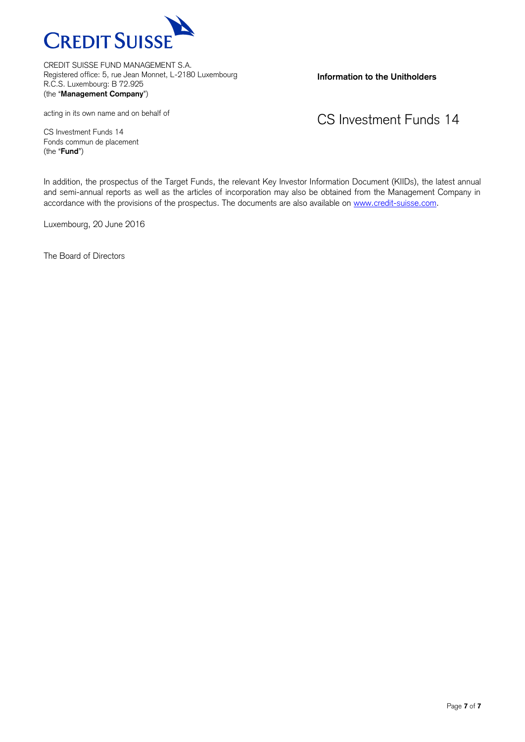CREDIT SUISSE FUND MANAGEMENT S.A.
Registered office: 5, rue Jean Monnet, L-2180 Luxembourg
R.C.S. Luxembourg: B 72.925
(the "**Management Company**")

acting in its own name and on behalf of

CS Investment Funds 14
Fonds commun de placement
(the "**Fund**")

**Information to the Unitholders**

# CS Investment Funds 14

In addition, the prospectus of the Target Funds, the relevant Key Investor Information Document (KIIDs), the latest annual and semi-annual reports as well as the articles of incorporation may also be obtained from the Management Company in accordance with the provisions of the prospectus. The documents are also available on www.credit-suisse.com.

Luxembourg, 20 June 2016

The Board of Directors